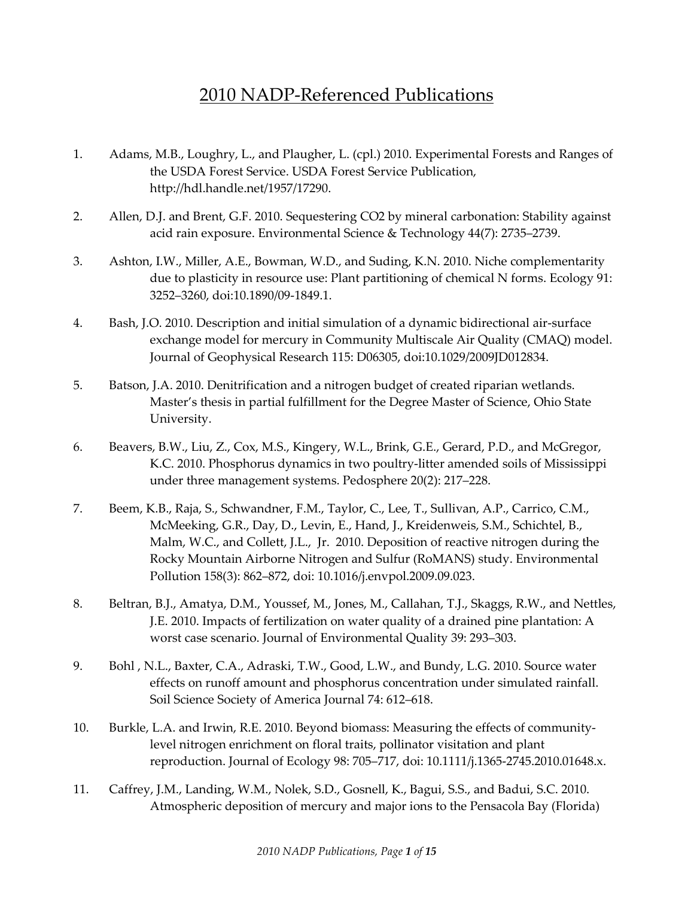# 2010 NADP-Referenced Publications

1. Adams, M.B., Loughry, L., and Plaugher, L. (cpl.) 2010. Experimental Forests and Ranges of the USDA Forest Service. USDA Forest Service Publication, http://hdl.handle.net/1957/17290.

2. Allen, D.J. and Brent, G.F. 2010. Sequestering CO2 by mineral carbonation: Stability against acid rain exposure. Environmental Science & Technology 44(7): 2735–2739.

3. Ashton, I.W., Miller, A.E., Bowman, W.D., and Suding, K.N. 2010. Niche complementarity due to plasticity in resource use: Plant partitioning of chemical N forms. Ecology 91: 3252–3260, doi:10.1890/09-1849.1.

4. Bash, J.O. 2010. Description and initial simulation of a dynamic bidirectional air-surface exchange model for mercury in Community Multiscale Air Quality (CMAQ) model. Journal of Geophysical Research 115: D06305, doi:10.1029/2009JD012834.

5. Batson, J.A. 2010. Denitrification and a nitrogen budget of created riparian wetlands. Master's thesis in partial fulfillment for the Degree Master of Science, Ohio State University.

6. Beavers, B.W., Liu, Z., Cox, M.S., Kingery, W.L., Brink, G.E., Gerard, P.D., and McGregor, K.C. 2010. Phosphorus dynamics in two poultry-litter amended soils of Mississippi under three management systems. Pedosphere 20(2): 217–228.

7. Beem, K.B., Raja, S., Schwandner, F.M., Taylor, C., Lee, T., Sullivan, A.P., Carrico, C.M., McMeeking, G.R., Day, D., Levin, E., Hand, J., Kreidenweis, S.M., Schichtel, B., Malm, W.C., and Collett, J.L., Jr. 2010. Deposition of reactive nitrogen during the Rocky Mountain Airborne Nitrogen and Sulfur (RoMANS) study. Environmental Pollution 158(3): 862–872, doi: 10.1016/j.envpol.2009.09.023.

8. Beltran, B.J., Amatya, D.M., Youssef, M., Jones, M., Callahan, T.J., Skaggs, R.W., and Nettles, J.E. 2010. Impacts of fertilization on water quality of a drained pine plantation: A worst case scenario. Journal of Environmental Quality 39: 293–303.

9. Bohl , N.L., Baxter, C.A., Adraski, T.W., Good, L.W., and Bundy, L.G. 2010. Source water effects on runoff amount and phosphorus concentration under simulated rainfall. Soil Science Society of America Journal 74: 612–618.

10. Burkle, L.A. and Irwin, R.E. 2010. Beyond biomass: Measuring the effects of community-level nitrogen enrichment on floral traits, pollinator visitation and plant reproduction. Journal of Ecology 98: 705–717, doi: 10.1111/j.1365-2745.2010.01648.x.

11. Caffrey, J.M., Landing, W.M., Nolek, S.D., Gosnell, K., Bagui, S.S., and Badui, S.C. 2010. Atmospheric deposition of mercury and major ions to the Pensacola Bay (Florida)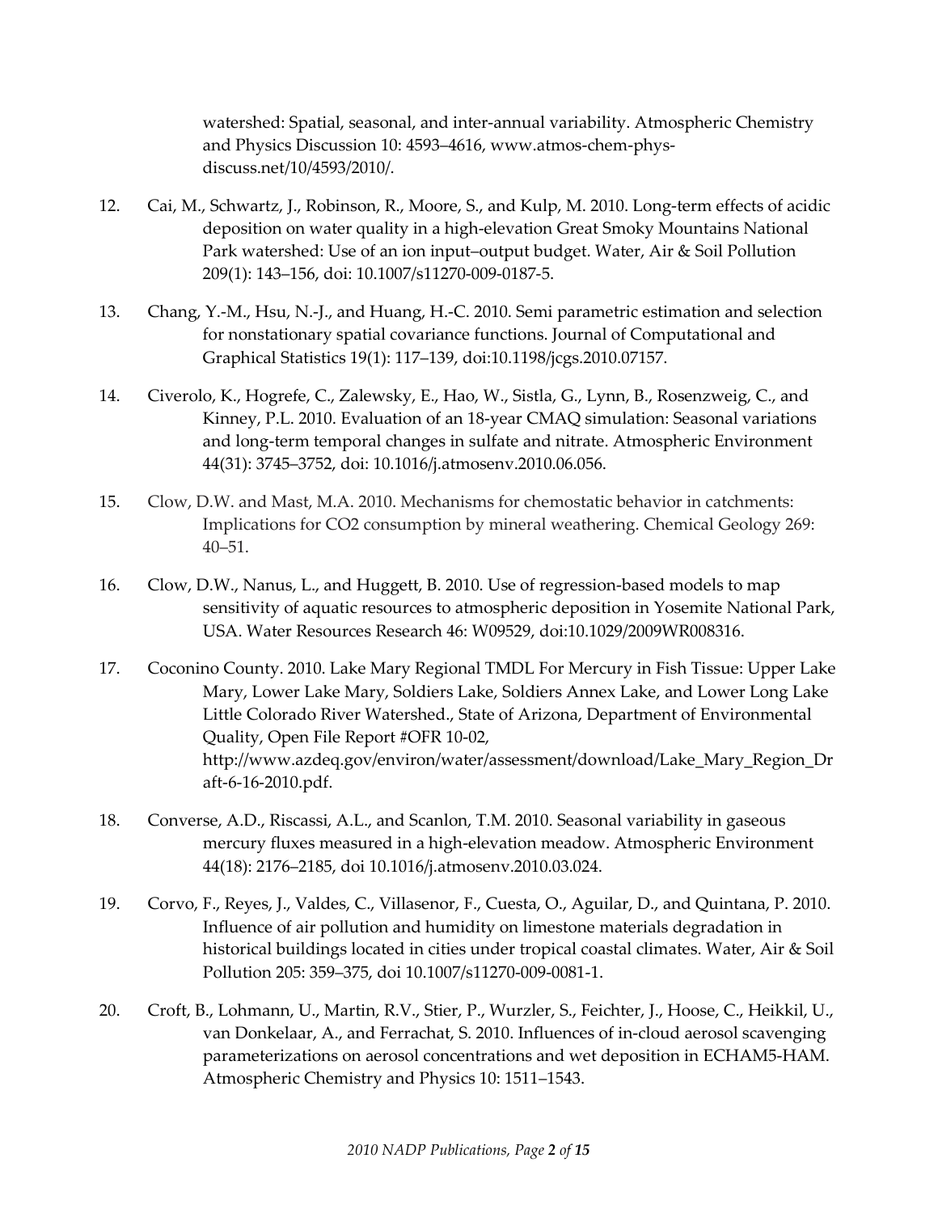watershed: Spatial, seasonal, and inter-annual variability. Atmospheric Chemistry and Physics Discussion 10: 4593–4616, www.atmos-chem-phys-discuss.net/10/4593/2010/.

12. Cai, M., Schwartz, J., Robinson, R., Moore, S., and Kulp, M. 2010. Long-term effects of acidic deposition on water quality in a high-elevation Great Smoky Mountains National Park watershed: Use of an ion input–output budget. Water, Air & Soil Pollution 209(1): 143–156, doi: 10.1007/s11270-009-0187-5.

13. Chang, Y.-M., Hsu, N.-J., and Huang, H.-C. 2010. Semi parametric estimation and selection for nonstationary spatial covariance functions. Journal of Computational and Graphical Statistics 19(1): 117–139, doi:10.1198/jcgs.2010.07157.

14. Civerolo, K., Hogrefe, C., Zalewsky, E., Hao, W., Sistla, G., Lynn, B., Rosenzweig, C., and Kinney, P.L. 2010. Evaluation of an 18-year CMAQ simulation: Seasonal variations and long-term temporal changes in sulfate and nitrate. Atmospheric Environment 44(31): 3745–3752, doi: 10.1016/j.atmosenv.2010.06.056.

15. Clow, D.W. and Mast, M.A. 2010. Mechanisms for chemostatic behavior in catchments: Implications for CO2 consumption by mineral weathering. Chemical Geology 269: 40–51.

16. Clow, D.W., Nanus, L., and Huggett, B. 2010. Use of regression-based models to map sensitivity of aquatic resources to atmospheric deposition in Yosemite National Park, USA. Water Resources Research 46: W09529, doi:10.1029/2009WR008316.

17. Coconino County. 2010. Lake Mary Regional TMDL For Mercury in Fish Tissue: Upper Lake Mary, Lower Lake Mary, Soldiers Lake, Soldiers Annex Lake, and Lower Long Lake Little Colorado River Watershed., State of Arizona, Department of Environmental Quality, Open File Report #OFR 10-02, http://www.azdeq.gov/environ/water/assessment/download/Lake_Mary_Region_Draft-6-16-2010.pdf.

18. Converse, A.D., Riscassi, A.L., and Scanlon, T.M. 2010. Seasonal variability in gaseous mercury fluxes measured in a high-elevation meadow. Atmospheric Environment 44(18): 2176–2185, doi 10.1016/j.atmosenv.2010.03.024.

19. Corvo, F., Reyes, J., Valdes, C., Villasenor, F., Cuesta, O., Aguilar, D., and Quintana, P. 2010. Influence of air pollution and humidity on limestone materials degradation in historical buildings located in cities under tropical coastal climates. Water, Air & Soil Pollution 205: 359–375, doi 10.1007/s11270-009-0081-1.

20. Croft, B., Lohmann, U., Martin, R.V., Stier, P., Wurzler, S., Feichter, J., Hoose, C., Heikkil, U., van Donkelaar, A., and Ferrachat, S. 2010. Influences of in-cloud aerosol scavenging parameterizations on aerosol concentrations and wet deposition in ECHAM5-HAM. Atmospheric Chemistry and Physics 10: 1511–1543.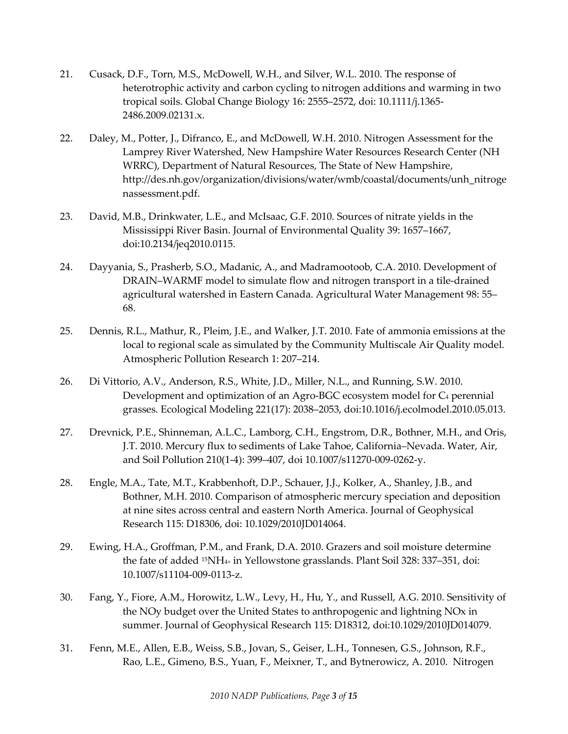21. Cusack, D.F., Torn, M.S., McDowell, W.H., and Silver, W.L. 2010. The response of heterotrophic activity and carbon cycling to nitrogen additions and warming in two tropical soils. Global Change Biology 16: 2555–2572, doi: 10.1111/j.1365-2486.2009.02131.x.

22. Daley, M., Potter, J., Difranco, E., and McDowell, W.H. 2010. Nitrogen Assessment for the Lamprey River Watershed, New Hampshire Water Resources Research Center (NH WRRC), Department of Natural Resources, The State of New Hampshire, http://des.nh.gov/organization/divisions/water/wmb/coastal/documents/unh_nitrogenassessment.pdf.

23. David, M.B., Drinkwater, L.E., and McIsaac, G.F. 2010. Sources of nitrate yields in the Mississippi River Basin. Journal of Environmental Quality 39: 1657–1667, doi:10.2134/jeq2010.0115.

24. Dayyania, S., Prasherb, S.O., Madanic, A., and Madramootoob, C.A. 2010. Development of DRAIN–WARMF model to simulate flow and nitrogen transport in a tile-drained agricultural watershed in Eastern Canada. Agricultural Water Management 98: 55–68.

25. Dennis, R.L., Mathur, R., Pleim, J.E., and Walker, J.T. 2010. Fate of ammonia emissions at the local to regional scale as simulated by the Community Multiscale Air Quality model. Atmospheric Pollution Research 1: 207–214.

26. Di Vittorio, A.V., Anderson, R.S., White, J.D., Miller, N.L., and Running, S.W. 2010. Development and optimization of an Agro-BGC ecosystem model for $C_4$ perennial grasses. Ecological Modeling 221(17): 2038–2053, doi:10.1016/j.ecolmodel.2010.05.013.

27. Drevnick, P.E., Shinneman, A.L.C., Lamborg, C.H., Engstrom, D.R., Bothner, M.H., and Oris, J.T. 2010. Mercury flux to sediments of Lake Tahoe, California–Nevada. Water, Air, and Soil Pollution 210(1-4): 399–407, doi 10.1007/s11270-009-0262-y.

28. Engle, M.A., Tate, M.T., Krabbenhoft, D.P., Schauer, J.J., Kolker, A., Shanley, J.B., and Bothner, M.H. 2010. Comparison of atmospheric mercury speciation and deposition at nine sites across central and eastern North America. Journal of Geophysical Research 115: D18306, doi: 10.1029/2010JD014064.

29. Ewing, H.A., Groffman, P.M., and Frank, D.A. 2010. Grazers and soil moisture determine the fate of added $^{15}NH_{4^+}$ in Yellowstone grasslands. Plant Soil 328: 337–351, doi: 10.1007/s11104-009-0113-z.

30. Fang, Y., Fiore, A.M., Horowitz, L.W., Levy, H., Hu, Y., and Russell, A.G. 2010. Sensitivity of the NOy budget over the United States to anthropogenic and lightning NOx in summer. Journal of Geophysical Research 115: D18312, doi:10.1029/2010JD014079.

31. Fenn, M.E., Allen, E.B., Weiss, S.B., Jovan, S., Geiser, L.H., Tonnesen, G.S., Johnson, R.F., Rao, L.E., Gimeno, B.S., Yuan, F., Meixner, T., and Bytnerowicz, A. 2010. Nitrogen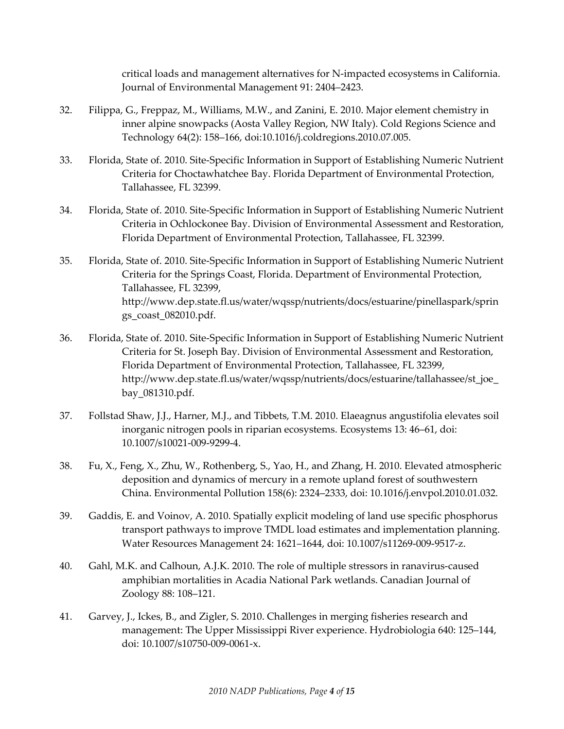critical loads and management alternatives for N-impacted ecosystems in California. Journal of Environmental Management 91: 2404–2423.

32. Filippa, G., Freppaz, M., Williams, M.W., and Zanini, E. 2010. Major element chemistry in inner alpine snowpacks (Aosta Valley Region, NW Italy). Cold Regions Science and Technology 64(2): 158–166, doi:10.1016/j.coldregions.2010.07.005.

33. Florida, State of. 2010. Site-Specific Information in Support of Establishing Numeric Nutrient Criteria for Choctawhatchee Bay. Florida Department of Environmental Protection, Tallahassee, FL 32399.

34. Florida, State of. 2010. Site-Specific Information in Support of Establishing Numeric Nutrient Criteria in Ochlockonee Bay. Division of Environmental Assessment and Restoration, Florida Department of Environmental Protection, Tallahassee, FL 32399.

35. Florida, State of. 2010. Site-Specific Information in Support of Establishing Numeric Nutrient Criteria for the Springs Coast, Florida. Department of Environmental Protection, Tallahassee, FL 32399, http://www.dep.state.fl.us/water/wqssp/nutrients/docs/estuarine/pinellaspark/springs_coast_082010.pdf.

36. Florida, State of. 2010. Site-Specific Information in Support of Establishing Numeric Nutrient Criteria for St. Joseph Bay. Division of Environmental Assessment and Restoration, Florida Department of Environmental Protection, Tallahassee, FL 32399, http://www.dep.state.fl.us/water/wqssp/nutrients/docs/estuarine/tallahassee/st_joe_bay_081310.pdf.

37. Follstad Shaw, J.J., Harner, M.J., and Tibbets, T.M. 2010. Elaeagnus angustifolia elevates soil inorganic nitrogen pools in riparian ecosystems. Ecosystems 13: 46–61, doi: 10.1007/s10021-009-9299-4.

38. Fu, X., Feng, X., Zhu, W., Rothenberg, S., Yao, H., and Zhang, H. 2010. Elevated atmospheric deposition and dynamics of mercury in a remote upland forest of southwestern China. Environmental Pollution 158(6): 2324–2333, doi: 10.1016/j.envpol.2010.01.032.

39. Gaddis, E. and Voinov, A. 2010. Spatially explicit modeling of land use specific phosphorus transport pathways to improve TMDL load estimates and implementation planning. Water Resources Management 24: 1621–1644, doi: 10.1007/s11269-009-9517-z.

40. Gahl, M.K. and Calhoun, A.J.K. 2010. The role of multiple stressors in ranavirus-caused amphibian mortalities in Acadia National Park wetlands. Canadian Journal of Zoology 88: 108–121.

41. Garvey, J., Ickes, B., and Zigler, S. 2010. Challenges in merging fisheries research and management: The Upper Mississippi River experience. Hydrobiologia 640: 125–144, doi: 10.1007/s10750-009-0061-x.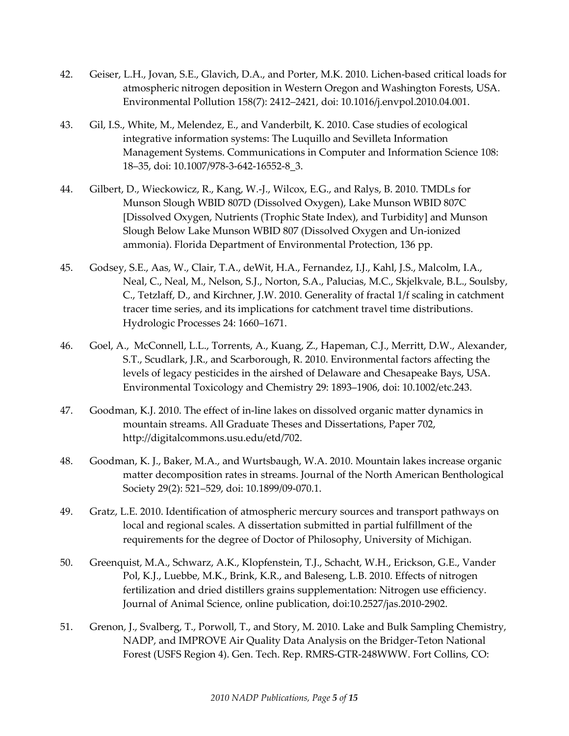42. Geiser, L.H., Jovan, S.E., Glavich, D.A., and Porter, M.K. 2010. Lichen-based critical loads for atmospheric nitrogen deposition in Western Oregon and Washington Forests, USA. Environmental Pollution 158(7): 2412–2421, doi: 10.1016/j.envpol.2010.04.001.

43. Gil, I.S., White, M., Melendez, E., and Vanderbilt, K. 2010. Case studies of ecological integrative information systems: The Luquillo and Sevilleta Information Management Systems. Communications in Computer and Information Science 108: 18–35, doi: 10.1007/978-3-642-16552-8_3.

44. Gilbert, D., Wieckowicz, R., Kang, W.-J., Wilcox, E.G., and Ralys, B. 2010. TMDLs for Munson Slough WBID 807D (Dissolved Oxygen), Lake Munson WBID 807C [Dissolved Oxygen, Nutrients (Trophic State Index), and Turbidity] and Munson Slough Below Lake Munson WBID 807 (Dissolved Oxygen and Un-ionized ammonia). Florida Department of Environmental Protection, 136 pp.

45. Godsey, S.E., Aas, W., Clair, T.A., deWit, H.A., Fernandez, I.J., Kahl, J.S., Malcolm, I.A., Neal, C., Neal, M., Nelson, S.J., Norton, S.A., Palucias, M.C., Skjelkvale, B.L., Soulsby, C., Tetzlaff, D., and Kirchner, J.W. 2010. Generality of fractal 1/f scaling in catchment tracer time series, and its implications for catchment travel time distributions. Hydrologic Processes 24: 1660–1671.

46. Goel, A., McConnell, L.L., Torrents, A., Kuang, Z., Hapeman, C.J., Merritt, D.W., Alexander, S.T., Scudlark, J.R., and Scarborough, R. 2010. Environmental factors affecting the levels of legacy pesticides in the airshed of Delaware and Chesapeake Bays, USA. Environmental Toxicology and Chemistry 29: 1893–1906, doi: 10.1002/etc.243.

47. Goodman, K.J. 2010. The effect of in-line lakes on dissolved organic matter dynamics in mountain streams. All Graduate Theses and Dissertations, Paper 702, http://digitalcommons.usu.edu/etd/702.

48. Goodman, K. J., Baker, M.A., and Wurtsbaugh, W.A. 2010. Mountain lakes increase organic matter decomposition rates in streams. Journal of the North American Benthological Society 29(2): 521–529, doi: 10.1899/09-070.1.

49. Gratz, L.E. 2010. Identification of atmospheric mercury sources and transport pathways on local and regional scales. A dissertation submitted in partial fulfillment of the requirements for the degree of Doctor of Philosophy, University of Michigan.

50. Greenquist, M.A., Schwarz, A.K., Klopfenstein, T.J., Schacht, W.H., Erickson, G.E., Vander Pol, K.J., Luebbe, M.K., Brink, K.R., and Baleseng, L.B. 2010. Effects of nitrogen fertilization and dried distillers grains supplementation: Nitrogen use efficiency. Journal of Animal Science, online publication, doi:10.2527/jas.2010-2902.

51. Grenon, J., Svalberg, T., Porwoll, T., and Story, M. 2010. Lake and Bulk Sampling Chemistry, NADP, and IMPROVE Air Quality Data Analysis on the Bridger-Teton National Forest (USFS Region 4). Gen. Tech. Rep. RMRS-GTR-248WWW. Fort Collins, CO: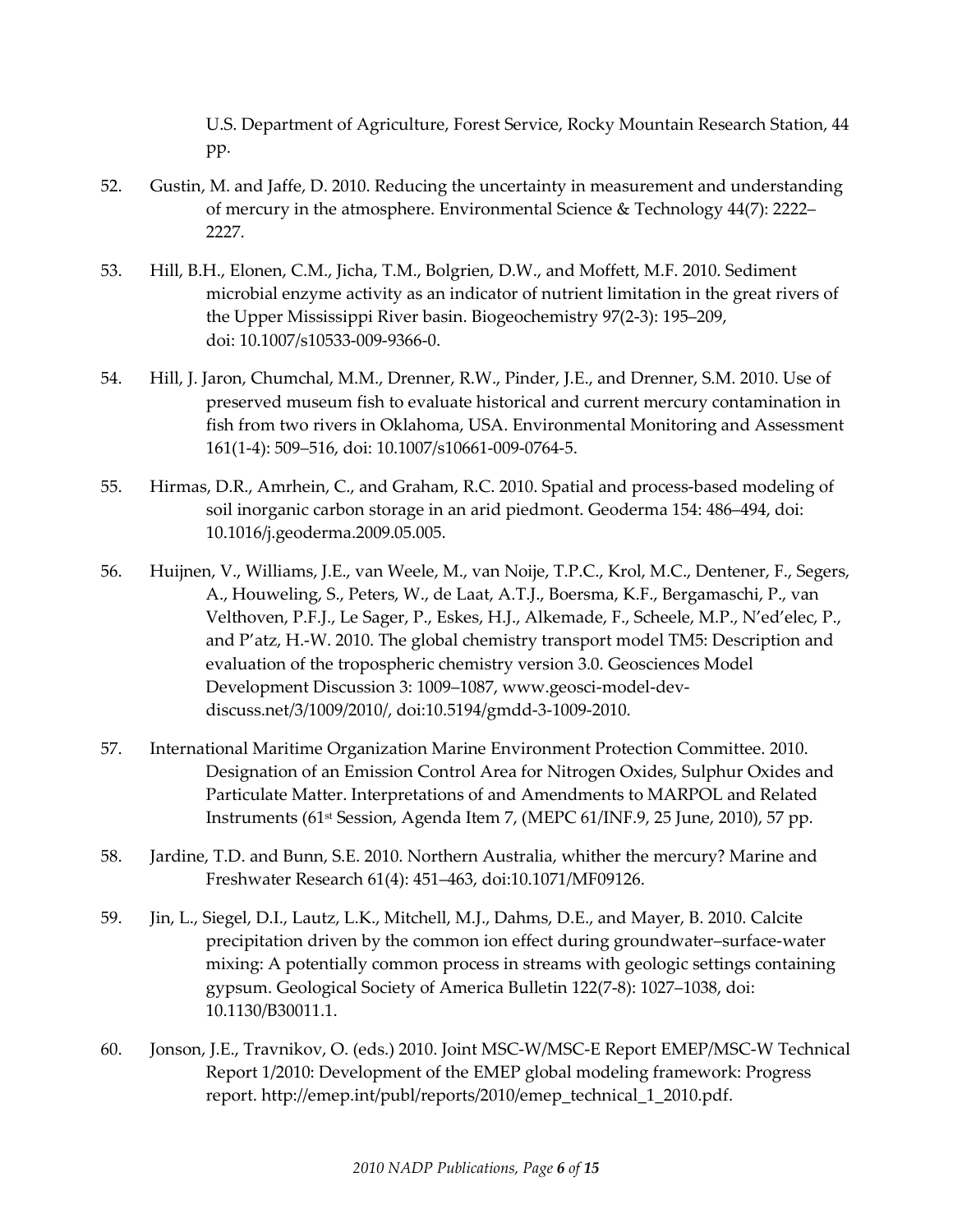U.S. Department of Agriculture, Forest Service, Rocky Mountain Research Station, 44 pp.

52. Gustin, M. and Jaffe, D. 2010. Reducing the uncertainty in measurement and understanding of mercury in the atmosphere. Environmental Science & Technology 44(7): 2222–2227.

53. Hill, B.H., Elonen, C.M., Jicha, T.M., Bolgrien, D.W., and Moffett, M.F. 2010. Sediment microbial enzyme activity as an indicator of nutrient limitation in the great rivers of the Upper Mississippi River basin. Biogeochemistry 97(2-3): 195–209, doi: 10.1007/s10533-009-9366-0.

54. Hill, J. Jaron, Chumchal, M.M., Drenner, R.W., Pinder, J.E., and Drenner, S.M. 2010. Use of preserved museum fish to evaluate historical and current mercury contamination in fish from two rivers in Oklahoma, USA. Environmental Monitoring and Assessment 161(1-4): 509–516, doi: 10.1007/s10661-009-0764-5.

55. Hirmas, D.R., Amrhein, C., and Graham, R.C. 2010. Spatial and process-based modeling of soil inorganic carbon storage in an arid piedmont. Geoderma 154: 486–494, doi: 10.1016/j.geoderma.2009.05.005.

56. Huijnen, V., Williams, J.E., van Weele, M., van Noije, T.P.C., Krol, M.C., Dentener, F., Segers, A., Houweling, S., Peters, W., de Laat, A.T.J., Boersma, K.F., Bergamaschi, P., van Velthoven, P.F.J., Le Sager, P., Eskes, H.J., Alkemade, F., Scheele, M.P., N'ed'elec, P., and P'atz, H.-W. 2010. The global chemistry transport model TM5: Description and evaluation of the tropospheric chemistry version 3.0. Geosciences Model Development Discussion 3: 1009–1087, www.geosci-model-dev-discuss.net/3/1009/2010/, doi:10.5194/gmdd-3-1009-2010.

57. International Maritime Organization Marine Environment Protection Committee. 2010. Designation of an Emission Control Area for Nitrogen Oxides, Sulphur Oxides and Particulate Matter. Interpretations of and Amendments to MARPOL and Related Instruments (61st Session, Agenda Item 7, (MEPC 61/INF.9, 25 June, 2010), 57 pp.

58. Jardine, T.D. and Bunn, S.E. 2010. Northern Australia, whither the mercury? Marine and Freshwater Research 61(4): 451–463, doi:10.1071/MF09126.

59. Jin, L., Siegel, D.I., Lautz, L.K., Mitchell, M.J., Dahms, D.E., and Mayer, B. 2010. Calcite precipitation driven by the common ion effect during groundwater–surface-water mixing: A potentially common process in streams with geologic settings containing gypsum. Geological Society of America Bulletin 122(7-8): 1027–1038, doi: 10.1130/B30011.1.

60. Jonson, J.E., Travnikov, O. (eds.) 2010. Joint MSC-W/MSC-E Report EMEP/MSC-W Technical Report 1/2010: Development of the EMEP global modeling framework: Progress report. http://emep.int/publ/reports/2010/emep_technical_1_2010.pdf.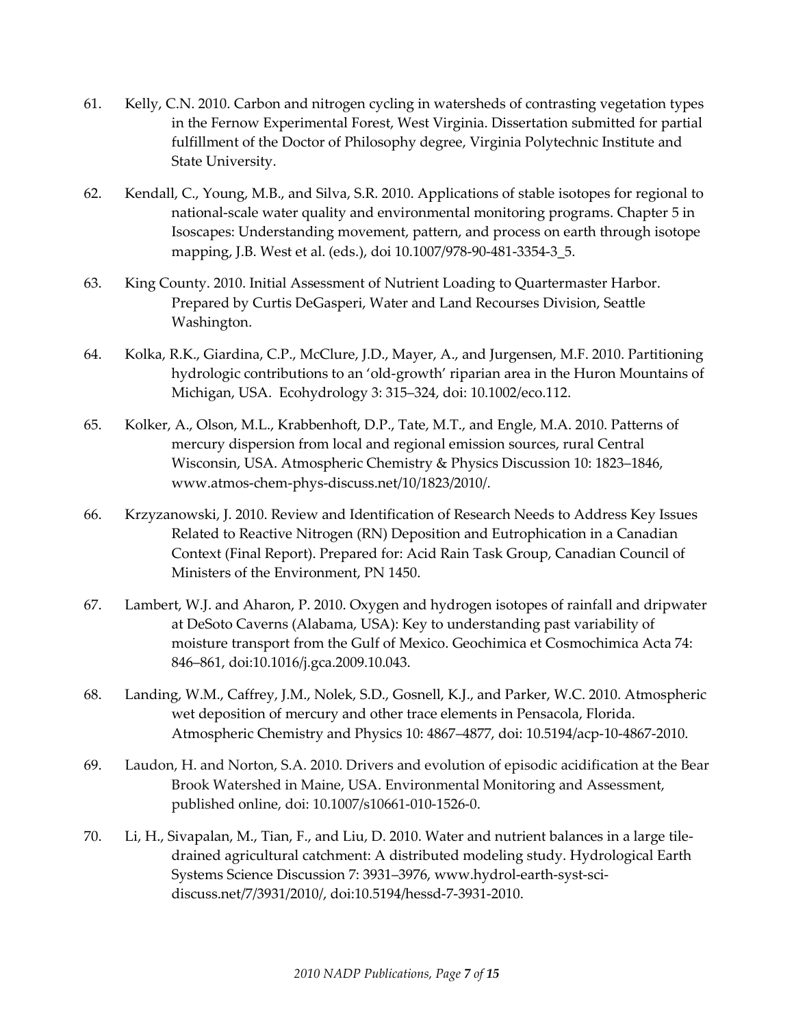61. Kelly, C.N. 2010. Carbon and nitrogen cycling in watersheds of contrasting vegetation types in the Fernow Experimental Forest, West Virginia. Dissertation submitted for partial fulfillment of the Doctor of Philosophy degree, Virginia Polytechnic Institute and State University.

62. Kendall, C., Young, M.B., and Silva, S.R. 2010. Applications of stable isotopes for regional to national-scale water quality and environmental monitoring programs. Chapter 5 in Isoscapes: Understanding movement, pattern, and process on earth through isotope mapping, J.B. West et al. (eds.), doi 10.1007/978-90-481-3354-3_5.

63. King County. 2010. Initial Assessment of Nutrient Loading to Quartermaster Harbor. Prepared by Curtis DeGasperi, Water and Land Recourses Division, Seattle Washington.

64. Kolka, R.K., Giardina, C.P., McClure, J.D., Mayer, A., and Jurgensen, M.F. 2010. Partitioning hydrologic contributions to an 'old-growth' riparian area in the Huron Mountains of Michigan, USA. Ecohydrology 3: 315–324, doi: 10.1002/eco.112.

65. Kolker, A., Olson, M.L., Krabbenhoft, D.P., Tate, M.T., and Engle, M.A. 2010. Patterns of mercury dispersion from local and regional emission sources, rural Central Wisconsin, USA. Atmospheric Chemistry & Physics Discussion 10: 1823–1846, www.atmos-chem-phys-discuss.net/10/1823/2010/.

66. Krzyzanowski, J. 2010. Review and Identification of Research Needs to Address Key Issues Related to Reactive Nitrogen (RN) Deposition and Eutrophication in a Canadian Context (Final Report). Prepared for: Acid Rain Task Group, Canadian Council of Ministers of the Environment, PN 1450.

67. Lambert, W.J. and Aharon, P. 2010. Oxygen and hydrogen isotopes of rainfall and dripwater at DeSoto Caverns (Alabama, USA): Key to understanding past variability of moisture transport from the Gulf of Mexico. Geochimica et Cosmochimica Acta 74: 846–861, doi:10.1016/j.gca.2009.10.043.

68. Landing, W.M., Caffrey, J.M., Nolek, S.D., Gosnell, K.J., and Parker, W.C. 2010. Atmospheric wet deposition of mercury and other trace elements in Pensacola, Florida. Atmospheric Chemistry and Physics 10: 4867–4877, doi: 10.5194/acp-10-4867-2010.

69. Laudon, H. and Norton, S.A. 2010. Drivers and evolution of episodic acidification at the Bear Brook Watershed in Maine, USA. Environmental Monitoring and Assessment, published online, doi: 10.1007/s10661-010-1526-0.

70. Li, H., Sivapalan, M., Tian, F., and Liu, D. 2010. Water and nutrient balances in a large tile-drained agricultural catchment: A distributed modeling study. Hydrological Earth Systems Science Discussion 7: 3931–3976, www.hydrol-earth-syst-sci-discuss.net/7/3931/2010/, doi:10.5194/hessd-7-3931-2010.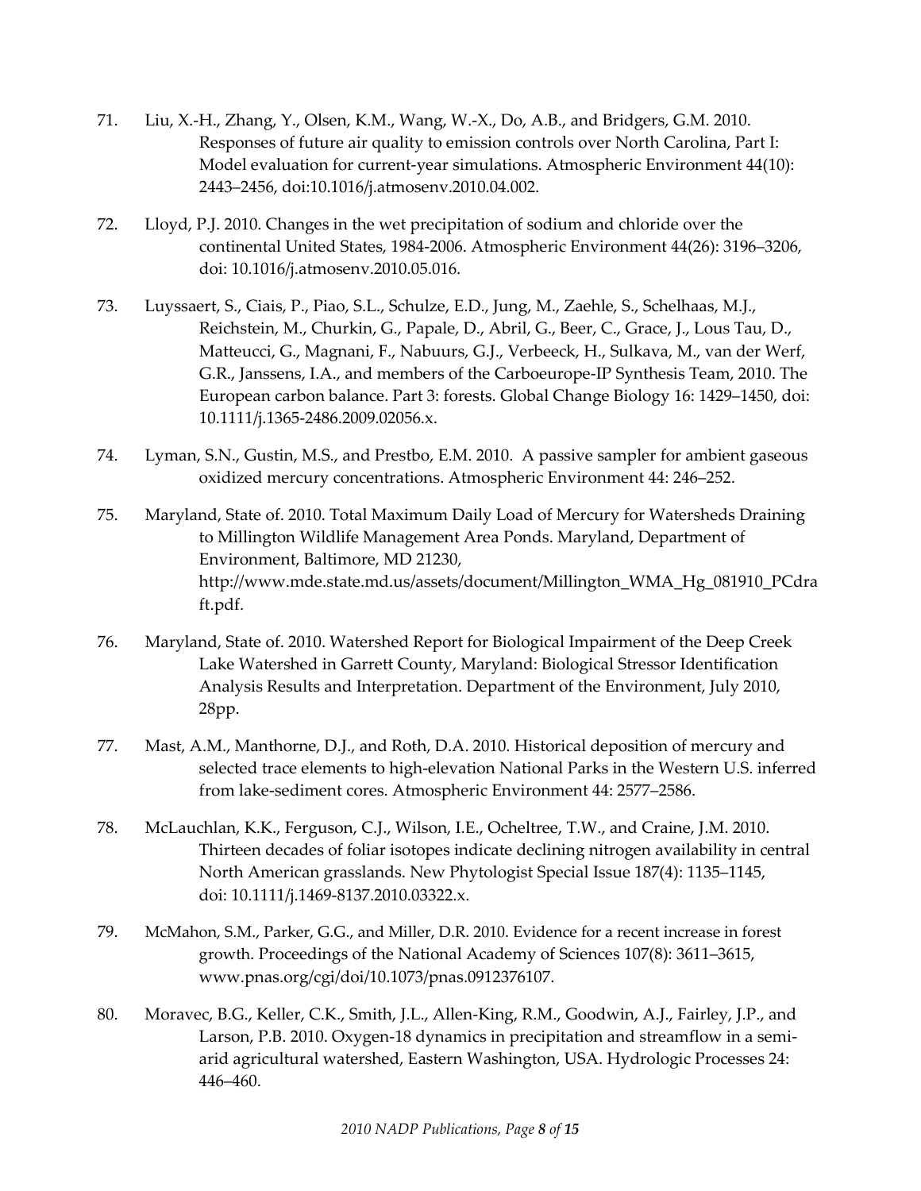71. Liu, X.-H., Zhang, Y., Olsen, K.M., Wang, W.-X., Do, A.B., and Bridgers, G.M. 2010. Responses of future air quality to emission controls over North Carolina, Part I: Model evaluation for current-year simulations. Atmospheric Environment 44(10): 2443–2456, doi:10.1016/j.atmosenv.2010.04.002.

72. Lloyd, P.J. 2010. Changes in the wet precipitation of sodium and chloride over the continental United States, 1984-2006. Atmospheric Environment 44(26): 3196–3206, doi: 10.1016/j.atmosenv.2010.05.016.

73. Luyssaert, S., Ciais, P., Piao, S.L., Schulze, E.D., Jung, M., Zaehle, S., Schelhaas, M.J., Reichstein, M., Churkin, G., Papale, D., Abril, G., Beer, C., Grace, J., Lous Tau, D., Matteucci, G., Magnani, F., Nabuurs, G.J., Verbeeck, H., Sulkava, M., van der Werf, G.R., Janssens, I.A., and members of the Carboeurope-IP Synthesis Team, 2010. The European carbon balance. Part 3: forests. Global Change Biology 16: 1429–1450, doi: 10.1111/j.1365-2486.2009.02056.x.

74. Lyman, S.N., Gustin, M.S., and Prestbo, E.M. 2010. A passive sampler for ambient gaseous oxidized mercury concentrations. Atmospheric Environment 44: 246–252.

75. Maryland, State of. 2010. Total Maximum Daily Load of Mercury for Watersheds Draining to Millington Wildlife Management Area Ponds. Maryland, Department of Environment, Baltimore, MD 21230, http://www.mde.state.md.us/assets/document/Millington_WMA_Hg_081910_PCdraft.pdf.

76. Maryland, State of. 2010. Watershed Report for Biological Impairment of the Deep Creek Lake Watershed in Garrett County, Maryland: Biological Stressor Identification Analysis Results and Interpretation. Department of the Environment, July 2010, 28pp.

77. Mast, A.M., Manthorne, D.J., and Roth, D.A. 2010. Historical deposition of mercury and selected trace elements to high-elevation National Parks in the Western U.S. inferred from lake-sediment cores. Atmospheric Environment 44: 2577–2586.

78. McLauchlan, K.K., Ferguson, C.J., Wilson, I.E., Ocheltree, T.W., and Craine, J.M. 2010. Thirteen decades of foliar isotopes indicate declining nitrogen availability in central North American grasslands. New Phytologist Special Issue 187(4): 1135–1145, doi: 10.1111/j.1469-8137.2010.03322.x.

79. McMahon, S.M., Parker, G.G., and Miller, D.R. 2010. Evidence for a recent increase in forest growth. Proceedings of the National Academy of Sciences 107(8): 3611–3615, www.pnas.org/cgi/doi/10.1073/pnas.0912376107.

80. Moravec, B.G., Keller, C.K., Smith, J.L., Allen-King, R.M., Goodwin, A.J., Fairley, J.P., and Larson, P.B. 2010. Oxygen-18 dynamics in precipitation and streamflow in a semi-arid agricultural watershed, Eastern Washington, USA. Hydrologic Processes 24: 446–460.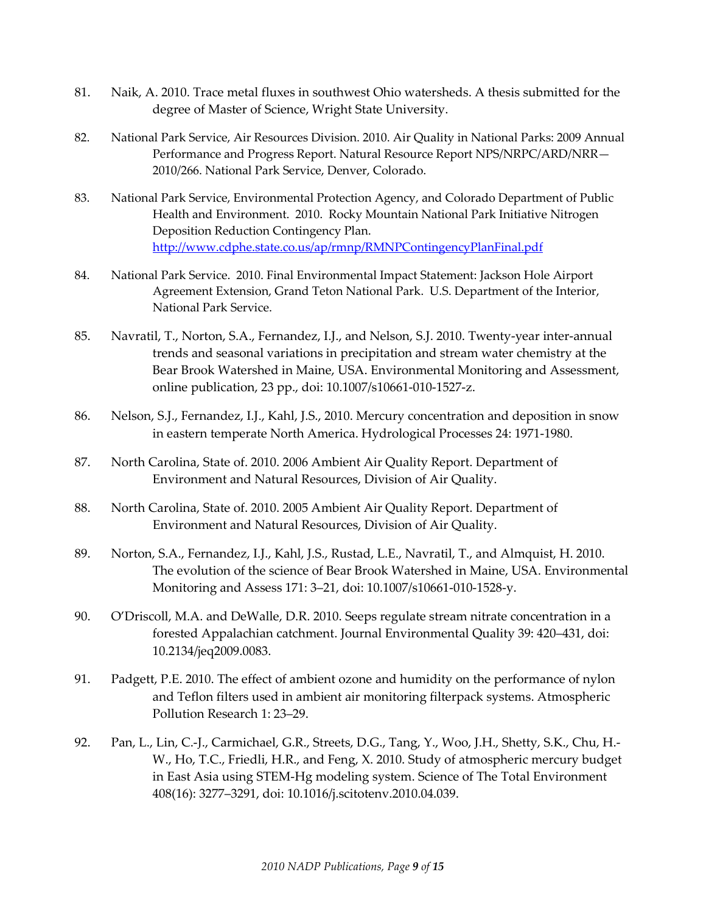81. Naik, A. 2010. Trace metal fluxes in southwest Ohio watersheds. A thesis submitted for the degree of Master of Science, Wright State University.

82. National Park Service, Air Resources Division. 2010. Air Quality in National Parks: 2009 Annual Performance and Progress Report. Natural Resource Report NPS/NRPC/ARD/NRR—2010/266. National Park Service, Denver, Colorado.

83. National Park Service, Environmental Protection Agency, and Colorado Department of Public Health and Environment. 2010. Rocky Mountain National Park Initiative Nitrogen Deposition Reduction Contingency Plan. http://www.cdphe.state.co.us/ap/rmnp/RMNPContingencyPlanFinal.pdf

84. National Park Service. 2010. Final Environmental Impact Statement: Jackson Hole Airport Agreement Extension, Grand Teton National Park. U.S. Department of the Interior, National Park Service.

85. Navratil, T., Norton, S.A., Fernandez, I.J., and Nelson, S.J. 2010. Twenty-year inter-annual trends and seasonal variations in precipitation and stream water chemistry at the Bear Brook Watershed in Maine, USA. Environmental Monitoring and Assessment, online publication, 23 pp., doi: 10.1007/s10661-010-1527-z.

86. Nelson, S.J., Fernandez, I.J., Kahl, J.S., 2010. Mercury concentration and deposition in snow in eastern temperate North America. Hydrological Processes 24: 1971-1980.

87. North Carolina, State of. 2010. 2006 Ambient Air Quality Report. Department of Environment and Natural Resources, Division of Air Quality.

88. North Carolina, State of. 2010. 2005 Ambient Air Quality Report. Department of Environment and Natural Resources, Division of Air Quality.

89. Norton, S.A., Fernandez, I.J., Kahl, J.S., Rustad, L.E., Navratil, T., and Almquist, H. 2010. The evolution of the science of Bear Brook Watershed in Maine, USA. Environmental Monitoring and Assess 171: 3–21, doi: 10.1007/s10661-010-1528-y.

90. O'Driscoll, M.A. and DeWalle, D.R. 2010. Seeps regulate stream nitrate concentration in a forested Appalachian catchment. Journal Environmental Quality 39: 420–431, doi: 10.2134/jeq2009.0083.

91. Padgett, P.E. 2010. The effect of ambient ozone and humidity on the performance of nylon and Teflon filters used in ambient air monitoring filterpack systems. Atmospheric Pollution Research 1: 23–29.

92. Pan, L., Lin, C.-J., Carmichael, G.R., Streets, D.G., Tang, Y., Woo, J.H., Shetty, S.K., Chu, H.-W., Ho, T.C., Friedli, H.R., and Feng, X. 2010. Study of atmospheric mercury budget in East Asia using STEM-Hg modeling system. Science of The Total Environment 408(16): 3277–3291, doi: 10.1016/j.scitotenv.2010.04.039.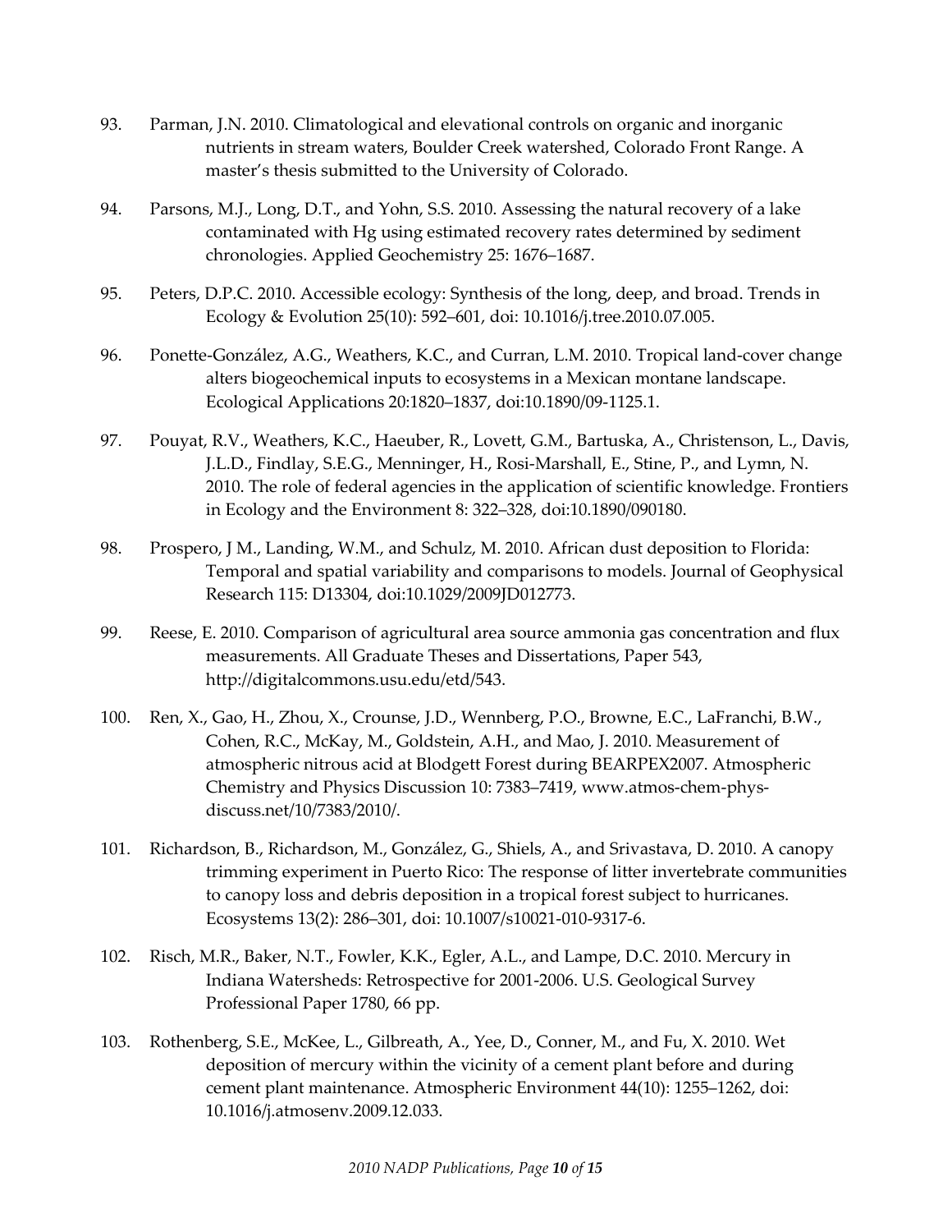93. Parman, J.N. 2010. Climatological and elevational controls on organic and inorganic nutrients in stream waters, Boulder Creek watershed, Colorado Front Range. A master's thesis submitted to the University of Colorado.

94. Parsons, M.J., Long, D.T., and Yohn, S.S. 2010. Assessing the natural recovery of a lake contaminated with Hg using estimated recovery rates determined by sediment chronologies. Applied Geochemistry 25: 1676–1687.

95. Peters, D.P.C. 2010. Accessible ecology: Synthesis of the long, deep, and broad. Trends in Ecology & Evolution 25(10): 592–601, doi: 10.1016/j.tree.2010.07.005.

96. Ponette-González, A.G., Weathers, K.C., and Curran, L.M. 2010. Tropical land-cover change alters biogeochemical inputs to ecosystems in a Mexican montane landscape. Ecological Applications 20:1820–1837, doi:10.1890/09-1125.1.

97. Pouyat, R.V., Weathers, K.C., Haeuber, R., Lovett, G.M., Bartuska, A., Christenson, L., Davis, J.L.D., Findlay, S.E.G., Menninger, H., Rosi-Marshall, E., Stine, P., and Lymn, N. 2010. The role of federal agencies in the application of scientific knowledge. Frontiers in Ecology and the Environment 8: 322–328, doi:10.1890/090180.

98. Prospero, J M., Landing, W.M., and Schulz, M. 2010. African dust deposition to Florida: Temporal and spatial variability and comparisons to models. Journal of Geophysical Research 115: D13304, doi:10.1029/2009JD012773.

99. Reese, E. 2010. Comparison of agricultural area source ammonia gas concentration and flux measurements. All Graduate Theses and Dissertations, Paper 543, http://digitalcommons.usu.edu/etd/543.

100. Ren, X., Gao, H., Zhou, X., Crounse, J.D., Wennberg, P.O., Browne, E.C., LaFranchi, B.W., Cohen, R.C., McKay, M., Goldstein, A.H., and Mao, J. 2010. Measurement of atmospheric nitrous acid at Blodgett Forest during BEARPEX2007. Atmospheric Chemistry and Physics Discussion 10: 7383–7419, www.atmos-chem-phys-discuss.net/10/7383/2010/.

101. Richardson, B., Richardson, M., González, G., Shiels, A., and Srivastava, D. 2010. A canopy trimming experiment in Puerto Rico: The response of litter invertebrate communities to canopy loss and debris deposition in a tropical forest subject to hurricanes. Ecosystems 13(2): 286–301, doi: 10.1007/s10021-010-9317-6.

102. Risch, M.R., Baker, N.T., Fowler, K.K., Egler, A.L., and Lampe, D.C. 2010. Mercury in Indiana Watersheds: Retrospective for 2001-2006. U.S. Geological Survey Professional Paper 1780, 66 pp.

103. Rothenberg, S.E., McKee, L., Gilbreath, A., Yee, D., Conner, M., and Fu, X. 2010. Wet deposition of mercury within the vicinity of a cement plant before and during cement plant maintenance. Atmospheric Environment 44(10): 1255–1262, doi: 10.1016/j.atmosenv.2009.12.033.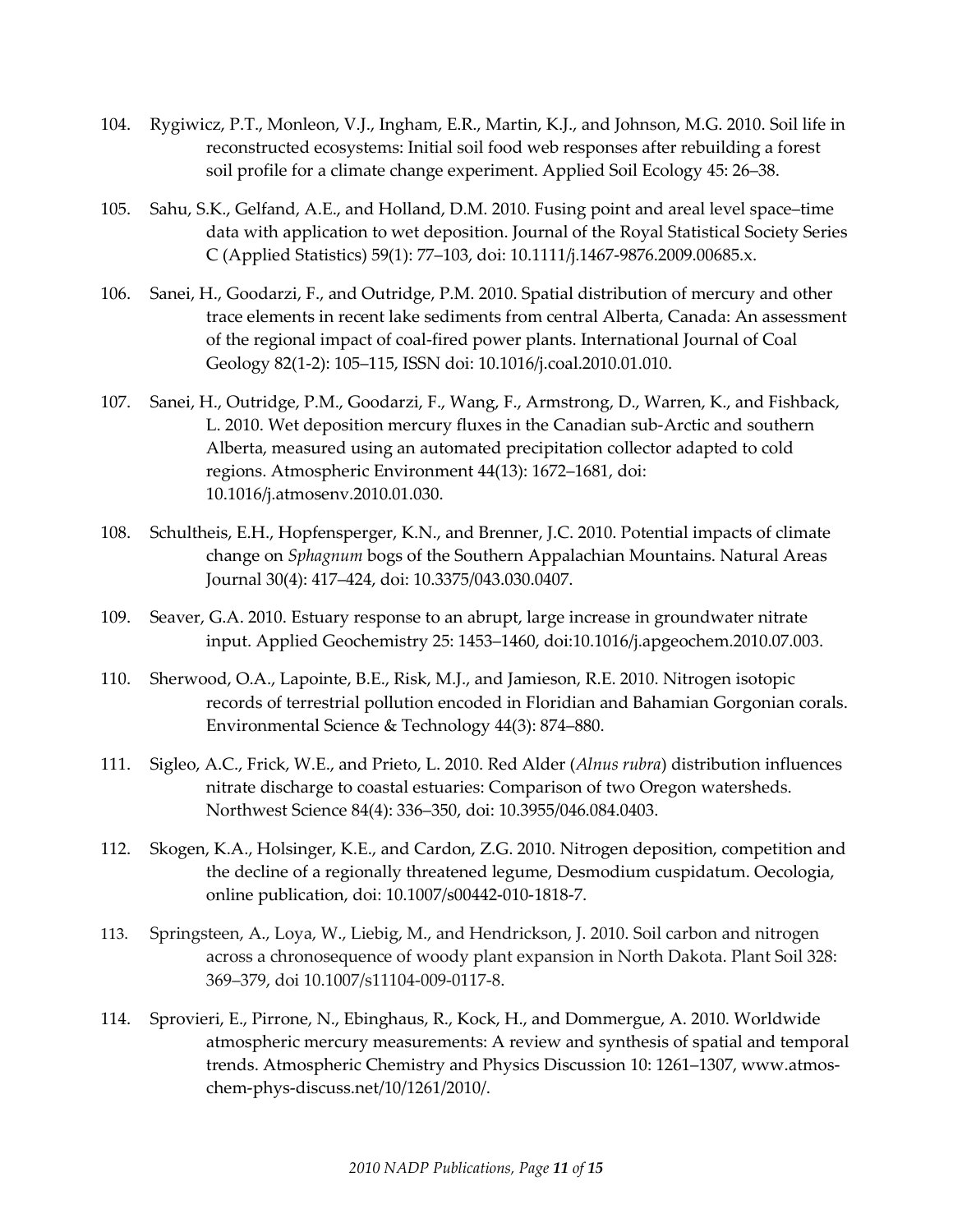104. Rygiwicz, P.T., Monleon, V.J., Ingham, E.R., Martin, K.J., and Johnson, M.G. 2010. Soil life in reconstructed ecosystems: Initial soil food web responses after rebuilding a forest soil profile for a climate change experiment. Applied Soil Ecology 45: 26–38.

105. Sahu, S.K., Gelfand, A.E., and Holland, D.M. 2010. Fusing point and areal level space–time data with application to wet deposition. Journal of the Royal Statistical Society Series C (Applied Statistics) 59(1): 77–103, doi: 10.1111/j.1467-9876.2009.00685.x.

106. Sanei, H., Goodarzi, F., and Outridge, P.M. 2010. Spatial distribution of mercury and other trace elements in recent lake sediments from central Alberta, Canada: An assessment of the regional impact of coal-fired power plants. International Journal of Coal Geology 82(1-2): 105–115, ISSN doi: 10.1016/j.coal.2010.01.010.

107. Sanei, H., Outridge, P.M., Goodarzi, F., Wang, F., Armstrong, D., Warren, K., and Fishback, L. 2010. Wet deposition mercury fluxes in the Canadian sub-Arctic and southern Alberta, measured using an automated precipitation collector adapted to cold regions. Atmospheric Environment 44(13): 1672–1681, doi: 10.1016/j.atmosenv.2010.01.030.

108. Schultheis, E.H., Hopfensperger, K.N., and Brenner, J.C. 2010. Potential impacts of climate change on *Sphagnum* bogs of the Southern Appalachian Mountains. Natural Areas Journal 30(4): 417–424, doi: 10.3375/043.030.0407.

109. Seaver, G.A. 2010. Estuary response to an abrupt, large increase in groundwater nitrate input. Applied Geochemistry 25: 1453–1460, doi:10.1016/j.apgeochem.2010.07.003.

110. Sherwood, O.A., Lapointe, B.E., Risk, M.J., and Jamieson, R.E. 2010. Nitrogen isotopic records of terrestrial pollution encoded in Floridian and Bahamian Gorgonian corals. Environmental Science & Technology 44(3): 874–880.

111. Sigleo, A.C., Frick, W.E., and Prieto, L. 2010. Red Alder (*Alnus rubra*) distribution influences nitrate discharge to coastal estuaries: Comparison of two Oregon watersheds. Northwest Science 84(4): 336–350, doi: 10.3955/046.084.0403.

112. Skogen, K.A., Holsinger, K.E., and Cardon, Z.G. 2010. Nitrogen deposition, competition and the decline of a regionally threatened legume, Desmodium cuspidatum. Oecologia, online publication, doi: 10.1007/s00442-010-1818-7.

113. Springsteen, A., Loya, W., Liebig, M., and Hendrickson, J. 2010. Soil carbon and nitrogen across a chronosequence of woody plant expansion in North Dakota. Plant Soil 328: 369–379, doi 10.1007/s11104-009-0117-8.

114. Sprovieri, E., Pirrone, N., Ebinghaus, R., Kock, H., and Dommergue, A. 2010. Worldwide atmospheric mercury measurements: A review and synthesis of spatial and temporal trends. Atmospheric Chemistry and Physics Discussion 10: 1261–1307, www.atmos-chem-phys-discuss.net/10/1261/2010/.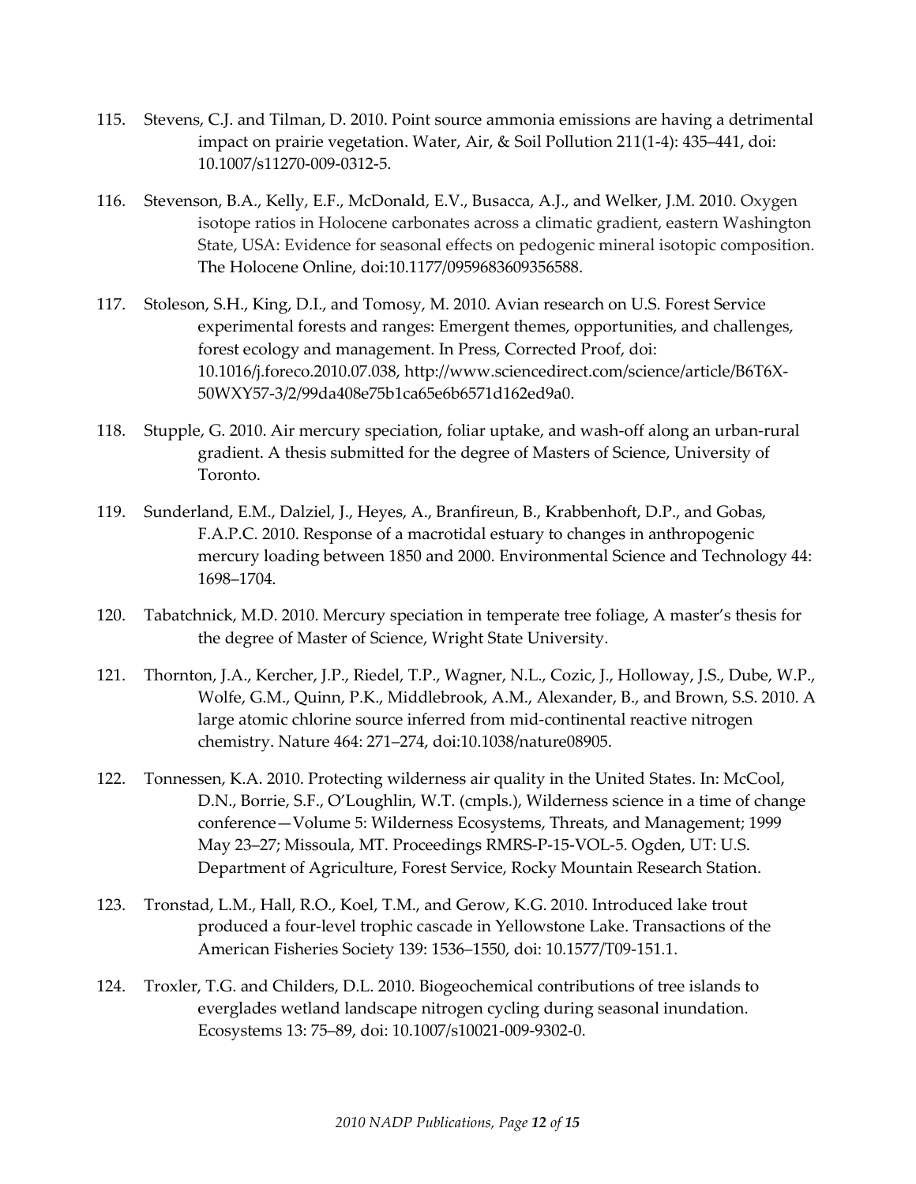115. Stevens, C.J. and Tilman, D. 2010. Point source ammonia emissions are having a detrimental impact on prairie vegetation. Water, Air, & Soil Pollution 211(1-4): 435–441, doi: 10.1007/s11270-009-0312-5.

116. Stevenson, B.A., Kelly, E.F., McDonald, E.V., Busacca, A.J., and Welker, J.M. 2010. Oxygen isotope ratios in Holocene carbonates across a climatic gradient, eastern Washington State, USA: Evidence for seasonal effects on pedogenic mineral isotopic composition. The Holocene Online, doi:10.1177/0959683609356588.

117. Stoleson, S.H., King, D.I., and Tomosy, M. 2010. Avian research on U.S. Forest Service experimental forests and ranges: Emergent themes, opportunities, and challenges, forest ecology and management. In Press, Corrected Proof, doi: 10.1016/j.foreco.2010.07.038, http://www.sciencedirect.com/science/article/B6T6X-50WXY57-3/2/99da408e75b1ca65e6b6571d162ed9a0.

118. Stupple, G. 2010. Air mercury speciation, foliar uptake, and wash-off along an urban-rural gradient. A thesis submitted for the degree of Masters of Science, University of Toronto.

119. Sunderland, E.M., Dalziel, J., Heyes, A., Branfireun, B., Krabbenhoft, D.P., and Gobas, F.A.P.C. 2010. Response of a macrotidal estuary to changes in anthropogenic mercury loading between 1850 and 2000. Environmental Science and Technology 44: 1698–1704.

120. Tabatchnick, M.D. 2010. Mercury speciation in temperate tree foliage, A master's thesis for the degree of Master of Science, Wright State University.

121. Thornton, J.A., Kercher, J.P., Riedel, T.P., Wagner, N.L., Cozic, J., Holloway, J.S., Dube, W.P., Wolfe, G.M., Quinn, P.K., Middlebrook, A.M., Alexander, B., and Brown, S.S. 2010. A large atomic chlorine source inferred from mid-continental reactive nitrogen chemistry. Nature 464: 271–274, doi:10.1038/nature08905.

122. Tonnessen, K.A. 2010. Protecting wilderness air quality in the United States. In: McCool, D.N., Borrie, S.F., O'Loughlin, W.T. (cmpls.), Wilderness science in a time of change conference—Volume 5: Wilderness Ecosystems, Threats, and Management; 1999 May 23–27; Missoula, MT. Proceedings RMRS-P-15-VOL-5. Ogden, UT: U.S. Department of Agriculture, Forest Service, Rocky Mountain Research Station.

123. Tronstad, L.M., Hall, R.O., Koel, T.M., and Gerow, K.G. 2010. Introduced lake trout produced a four-level trophic cascade in Yellowstone Lake. Transactions of the American Fisheries Society 139: 1536–1550, doi: 10.1577/T09-151.1.

124. Troxler, T.G. and Childers, D.L. 2010. Biogeochemical contributions of tree islands to everglades wetland landscape nitrogen cycling during seasonal inundation. Ecosystems 13: 75–89, doi: 10.1007/s10021-009-9302-0.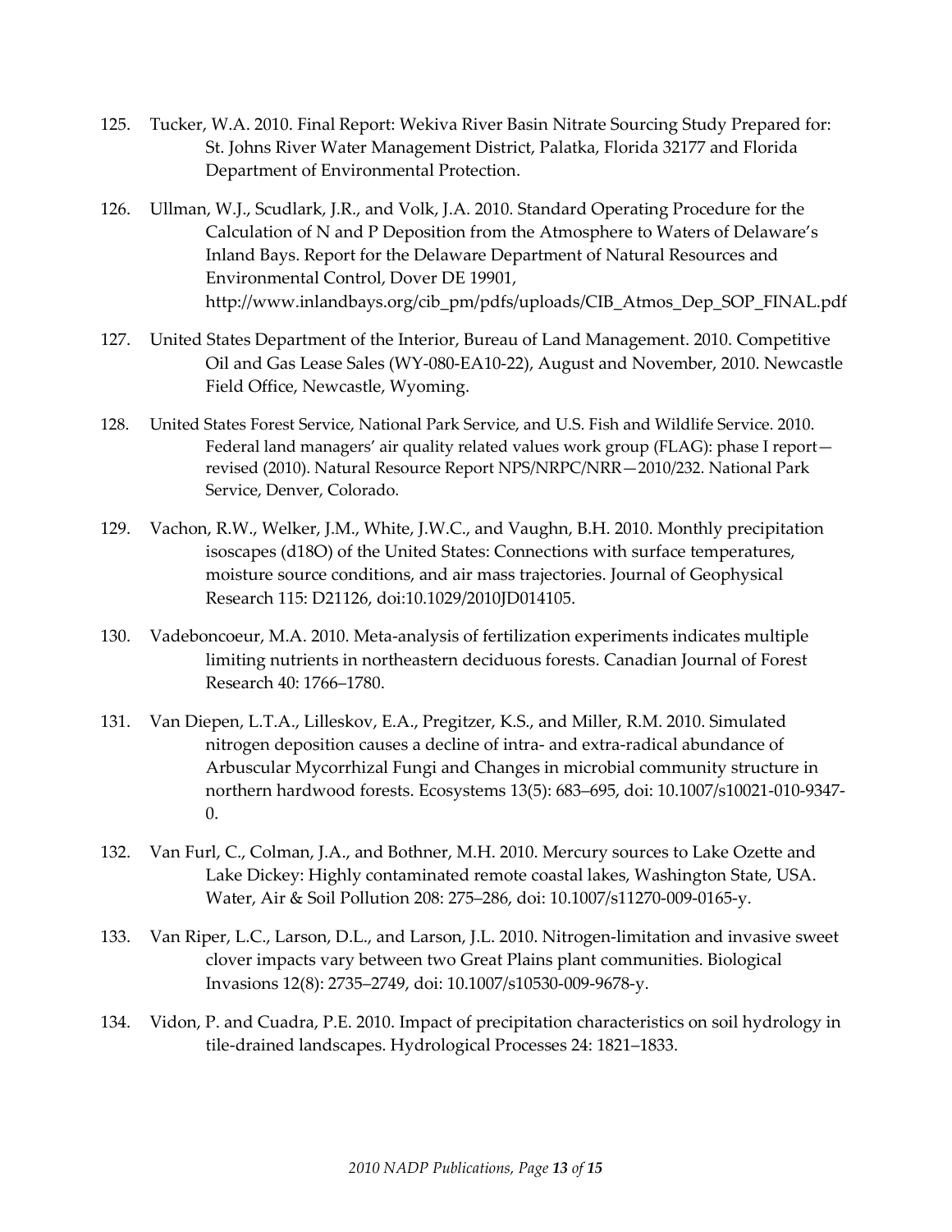125. Tucker, W.A. 2010. Final Report: Wekiva River Basin Nitrate Sourcing Study Prepared for: St. Johns River Water Management District, Palatka, Florida 32177 and Florida Department of Environmental Protection.

126. Ullman, W.J., Scudlark, J.R., and Volk, J.A. 2010. Standard Operating Procedure for the Calculation of N and P Deposition from the Atmosphere to Waters of Delaware's Inland Bays. Report for the Delaware Department of Natural Resources and Environmental Control, Dover DE 19901, http://www.inlandbays.org/cib_pm/pdfs/uploads/CIB_Atmos_Dep_SOP_FINAL.pdf

127. United States Department of the Interior, Bureau of Land Management. 2010. Competitive Oil and Gas Lease Sales (WY-080-EA10-22), August and November, 2010. Newcastle Field Office, Newcastle, Wyoming.

128. United States Forest Service, National Park Service, and U.S. Fish and Wildlife Service. 2010. Federal land managers' air quality related values work group (FLAG): phase I report—revised (2010). Natural Resource Report NPS/NRPC/NRR—2010/232. National Park Service, Denver, Colorado.

129. Vachon, R.W., Welker, J.M., White, J.W.C., and Vaughn, B.H. 2010. Monthly precipitation isoscapes (d18O) of the United States: Connections with surface temperatures, moisture source conditions, and air mass trajectories. Journal of Geophysical Research 115: D21126, doi:10.1029/2010JD014105.

130. Vadeboncoeur, M.A. 2010. Meta-analysis of fertilization experiments indicates multiple limiting nutrients in northeastern deciduous forests. Canadian Journal of Forest Research 40: 1766–1780.

131. Van Diepen, L.T.A., Lilleskov, E.A., Pregitzer, K.S., and Miller, R.M. 2010. Simulated nitrogen deposition causes a decline of intra- and extra-radical abundance of Arbuscular Mycorrhizal Fungi and Changes in microbial community structure in northern hardwood forests. Ecosystems 13(5): 683–695, doi: 10.1007/s10021-010-9347-0.

132. Van Furl, C., Colman, J.A., and Bothner, M.H. 2010. Mercury sources to Lake Ozette and Lake Dickey: Highly contaminated remote coastal lakes, Washington State, USA. Water, Air & Soil Pollution 208: 275–286, doi: 10.1007/s11270-009-0165-y.

133. Van Riper, L.C., Larson, D.L., and Larson, J.L. 2010. Nitrogen-limitation and invasive sweet clover impacts vary between two Great Plains plant communities. Biological Invasions 12(8): 2735–2749, doi: 10.1007/s10530-009-9678-y.

134. Vidon, P. and Cuadra, P.E. 2010. Impact of precipitation characteristics on soil hydrology in tile-drained landscapes. Hydrological Processes 24: 1821–1833.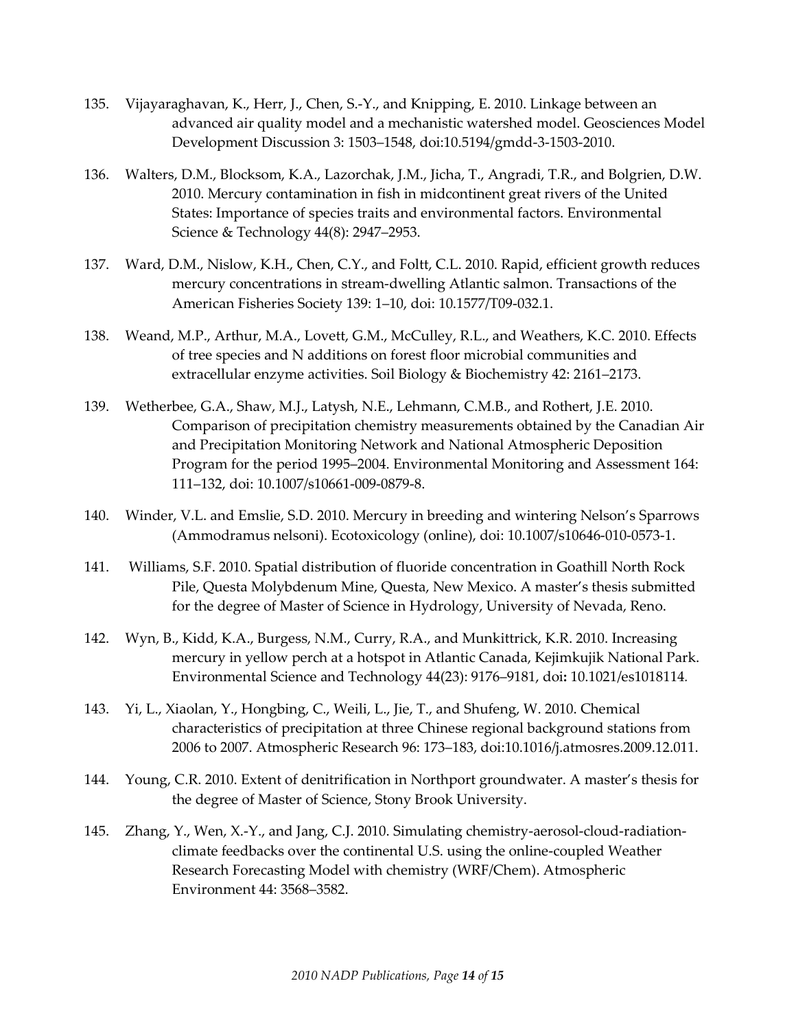135. Vijayaraghavan, K., Herr, J., Chen, S.-Y., and Knipping, E. 2010. Linkage between an advanced air quality model and a mechanistic watershed model. Geosciences Model Development Discussion 3: 1503–1548, doi:10.5194/gmdd-3-1503-2010.

136. Walters, D.M., Blocksom, K.A., Lazorchak, J.M., Jicha, T., Angradi, T.R., and Bolgrien, D.W. 2010. Mercury contamination in fish in midcontinent great rivers of the United States: Importance of species traits and environmental factors. Environmental Science & Technology 44(8): 2947–2953.

137. Ward, D.M., Nislow, K.H., Chen, C.Y., and Foltt, C.L. 2010. Rapid, efficient growth reduces mercury concentrations in stream-dwelling Atlantic salmon. Transactions of the American Fisheries Society 139: 1–10, doi: 10.1577/T09-032.1.

138. Weand, M.P., Arthur, M.A., Lovett, G.M., McCulley, R.L., and Weathers, K.C. 2010. Effects of tree species and N additions on forest floor microbial communities and extracellular enzyme activities. Soil Biology & Biochemistry 42: 2161–2173.

139. Wetherbee, G.A., Shaw, M.J., Latysh, N.E., Lehmann, C.M.B., and Rothert, J.E. 2010. Comparison of precipitation chemistry measurements obtained by the Canadian Air and Precipitation Monitoring Network and National Atmospheric Deposition Program for the period 1995–2004. Environmental Monitoring and Assessment 164: 111–132, doi: 10.1007/s10661-009-0879-8.

140. Winder, V.L. and Emslie, S.D. 2010. Mercury in breeding and wintering Nelson's Sparrows (Ammodramus nelsoni). Ecotoxicology (online), doi: 10.1007/s10646-010-0573-1.

141. Williams, S.F. 2010. Spatial distribution of fluoride concentration in Goathill North Rock Pile, Questa Molybdenum Mine, Questa, New Mexico. A master's thesis submitted for the degree of Master of Science in Hydrology, University of Nevada, Reno.

142. Wyn, B., Kidd, K.A., Burgess, N.M., Curry, R.A., and Munkittrick, K.R. 2010. Increasing mercury in yellow perch at a hotspot in Atlantic Canada, Kejimkujik National Park. Environmental Science and Technology 44(23): 9176–9181, doi**:** 10.1021/es1018114.

143. Yi, L., Xiaolan, Y., Hongbing, C., Weili, L., Jie, T., and Shufeng, W. 2010. Chemical characteristics of precipitation at three Chinese regional background stations from 2006 to 2007. Atmospheric Research 96: 173–183, doi:10.1016/j.atmosres.2009.12.011.

144. Young, C.R. 2010. Extent of denitrification in Northport groundwater. A master's thesis for the degree of Master of Science, Stony Brook University.

145. Zhang, Y., Wen, X.-Y., and Jang, C.J. 2010. Simulating chemistry-aerosol-cloud-radiation-climate feedbacks over the continental U.S. using the online-coupled Weather Research Forecasting Model with chemistry (WRF/Chem). Atmospheric Environment 44: 3568–3582.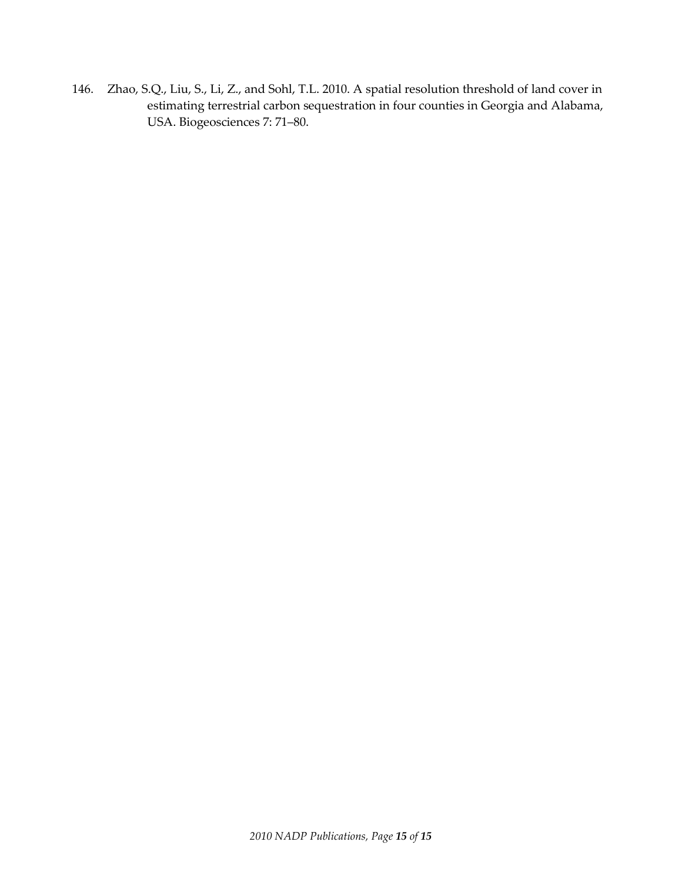146. Zhao, S.Q., Liu, S., Li, Z., and Sohl, T.L. 2010. A spatial resolution threshold of land cover in estimating terrestrial carbon sequestration in four counties in Georgia and Alabama, USA. Biogeosciences 7: 71–80.